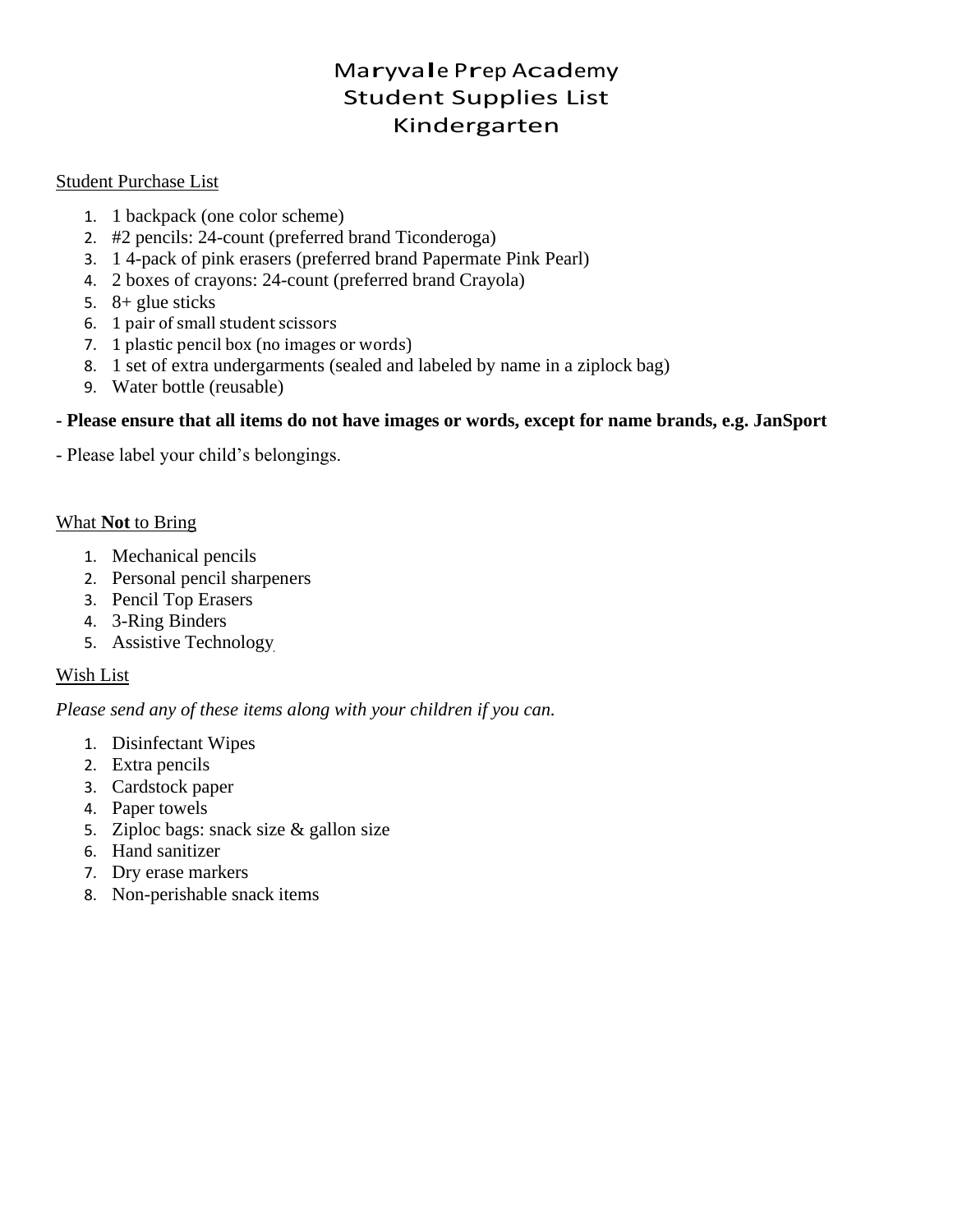# Maryvale Prep Academy
# Student Supplies List
# Kindergarten

Student Purchase List

1. 1 backpack (one color scheme)
2. #2 pencils: 24-count (preferred brand Ticonderoga)
3. 1 4-pack of pink erasers (preferred brand Papermate Pink Pearl)
4. 2 boxes of crayons: 24-count (preferred brand Crayola)
5. 8+ glue sticks
6. 1 pair of small student scissors
7. 1 plastic pencil box (no images or words)
8. 1 set of extra undergarments (sealed and labeled by name in a ziplock bag)
9. Water bottle (reusable)

**- Please ensure that all items do not have images or words, except for name brands, e.g. JanSport**

- Please label your child's belongings.

What **Not** to Bring

1. Mechanical pencils
2. Personal pencil sharpeners
3. Pencil Top Erasers
4. 3-Ring Binders
5. Assistive Technology

Wish List

*Please send any of these items along with your children if you can.*

1. Disinfectant Wipes
2. Extra pencils
3. Cardstock paper
4. Paper towels
5. Ziploc bags: snack size & gallon size
6. Hand sanitizer
7. Dry erase markers
8. Non-perishable snack items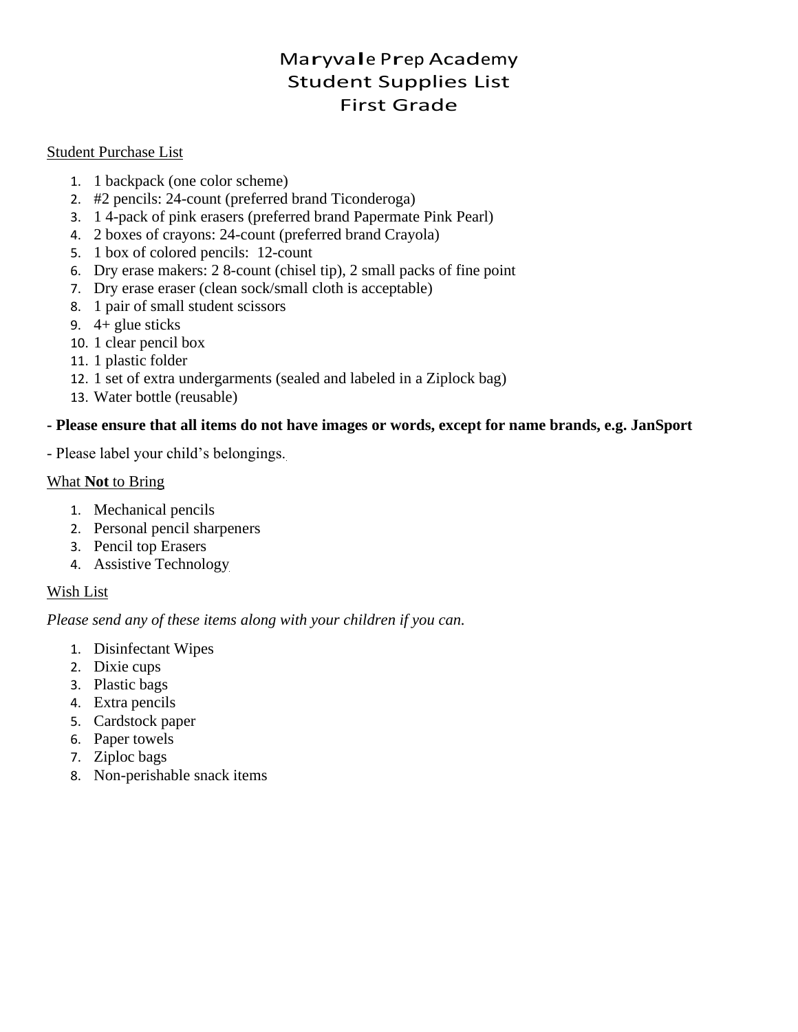# Maryvale Prep Academy
# Student Supplies List
# First Grade

Student Purchase List

1. 1 backpack (one color scheme)
2. #2 pencils: 24-count (preferred brand Ticonderoga)
3. 1 4-pack of pink erasers (preferred brand Papermate Pink Pearl)
4. 2 boxes of crayons: 24-count (preferred brand Crayola)
5. 1 box of colored pencils: 12-count
6. Dry erase makers: 2 8-count (chisel tip), 2 small packs of fine point
7. Dry erase eraser (clean sock/small cloth is acceptable)
8. 1 pair of small student scissors
9. 4+ glue sticks
10. 1 clear pencil box
11. 1 plastic folder
12. 1 set of extra undergarments (sealed and labeled in a Ziplock bag)
13. Water bottle (reusable)

**- Please ensure that all items do not have images or words, except for name brands, e.g. JanSport**

- Please label your child's belongings.

What **Not** to Bring

1. Mechanical pencils
2. Personal pencil sharpeners
3. Pencil top Erasers
4. Assistive Technology

Wish List

*Please send any of these items along with your children if you can.*

1. Disinfectant Wipes
2. Dixie cups
3. Plastic bags
4. Extra pencils
5. Cardstock paper
6. Paper towels
7. Ziploc bags
8. Non-perishable snack items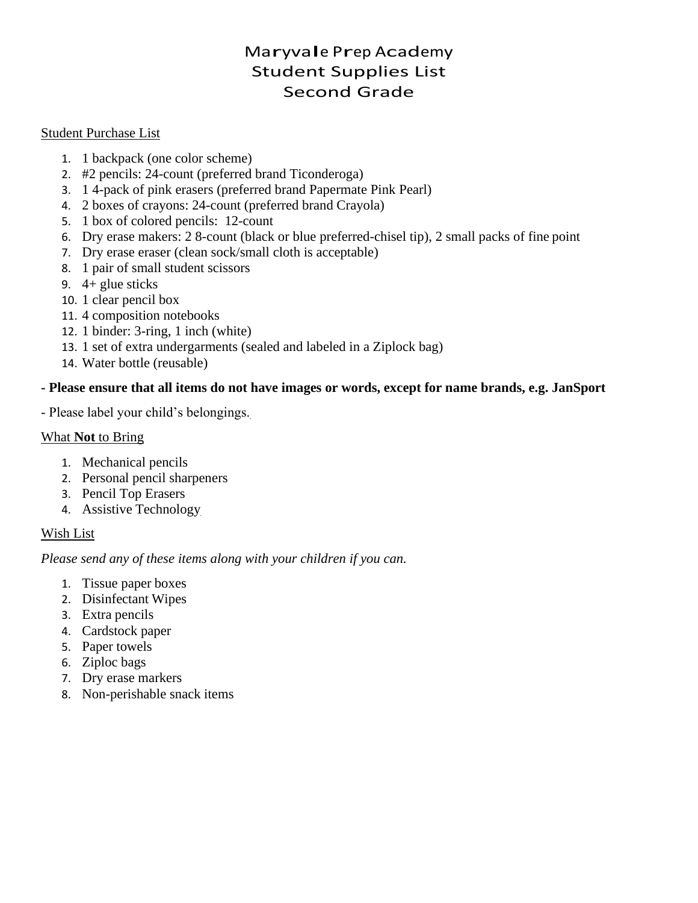# Maryvale Prep Academy
# Student Supplies List
# Second Grade

Student Purchase List

1. 1 backpack (one color scheme)
2. #2 pencils: 24-count (preferred brand Ticonderoga)
3. 1 4-pack of pink erasers (preferred brand Papermate Pink Pearl)
4. 2 boxes of crayons: 24-count (preferred brand Crayola)
5. 1 box of colored pencils: 12-count
6. Dry erase makers: 2 8-count (black or blue preferred-chisel tip), 2 small packs of fine point
7. Dry erase eraser (clean sock/small cloth is acceptable)
8. 1 pair of small student scissors
9. 4+ glue sticks
10. 1 clear pencil box
11. 4 composition notebooks
12. 1 binder: 3-ring, 1 inch (white)
13. 1 set of extra undergarments (sealed and labeled in a Ziplock bag)
14. Water bottle (reusable)

**- Please ensure that all items do not have images or words, except for name brands, e.g. JanSport**

- Please label your child's belongings.

What **Not** to Bring

1. Mechanical pencils
2. Personal pencil sharpeners
3. Pencil Top Erasers
4. Assistive Technology

Wish List

*Please send any of these items along with your children if you can.*

1. Tissue paper boxes
2. Disinfectant Wipes
3. Extra pencils
4. Cardstock paper
5. Paper towels
6. Ziploc bags
7. Dry erase markers
8. Non-perishable snack items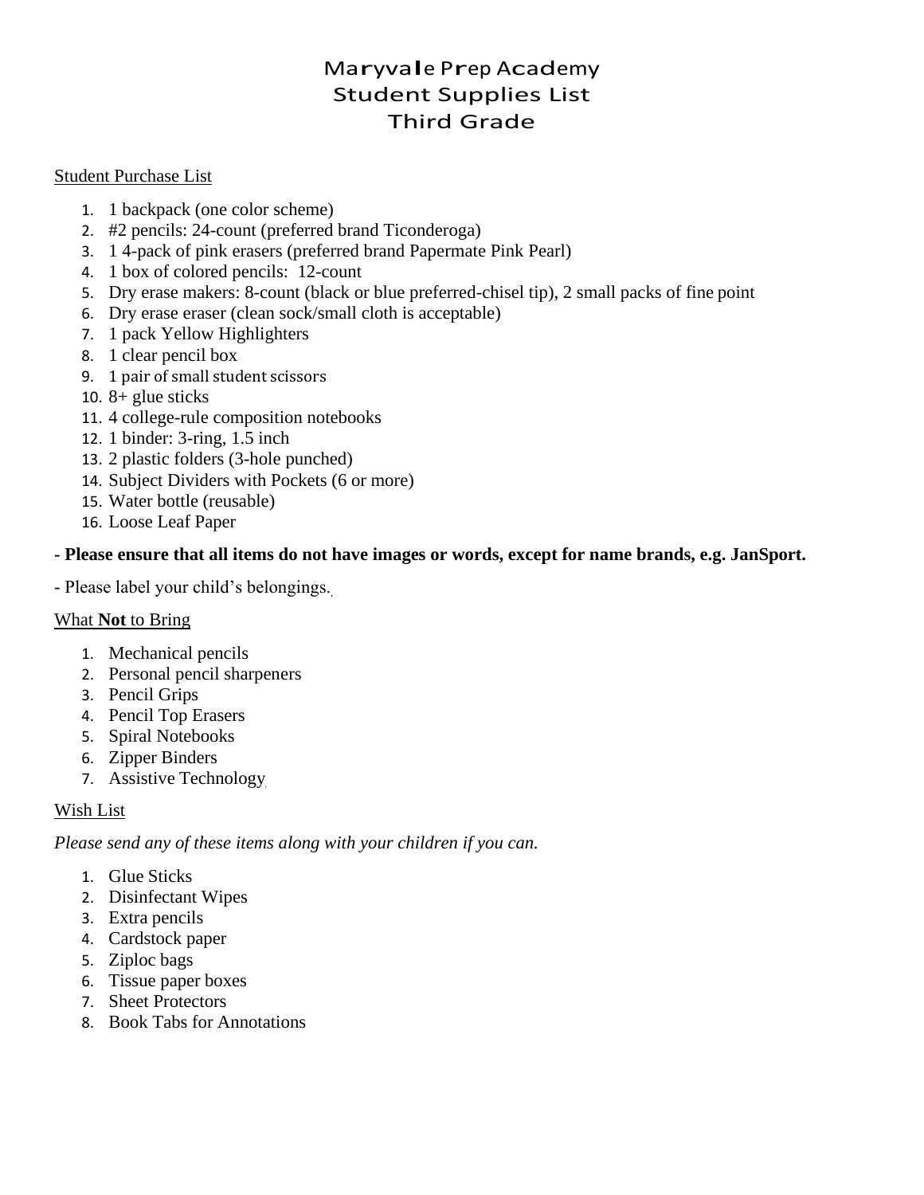# Maryvale Prep Academy
# Student Supplies List
# Third Grade

Student Purchase List

1. 1 backpack (one color scheme)
2. #2 pencils: 24-count (preferred brand Ticonderoga)
3. 1 4-pack of pink erasers (preferred brand Papermate Pink Pearl)
4. 1 box of colored pencils: 12-count
5. Dry erase makers: 8-count (black or blue preferred-chisel tip), 2 small packs of fine point
6. Dry erase eraser (clean sock/small cloth is acceptable)
7. 1 pack Yellow Highlighters
8. 1 clear pencil box
9. 1 pair of small student scissors
10. 8+ glue sticks
11. 4 college-rule composition notebooks
12. 1 binder: 3-ring, 1.5 inch
13. 2 plastic folders (3-hole punched)
14. Subject Dividers with Pockets (6 or more)
15. Water bottle (reusable)
16. Loose Leaf Paper

**- Please ensure that all items do not have images or words, except for name brands, e.g. JanSport.**

- Please label your child's belongings.

What **Not** to Bring

1. Mechanical pencils
2. Personal pencil sharpeners
3. Pencil Grips
4. Pencil Top Erasers
5. Spiral Notebooks
6. Zipper Binders
7. Assistive Technology

Wish List

*Please send any of these items along with your children if you can.*

1. Glue Sticks
2. Disinfectant Wipes
3. Extra pencils
4. Cardstock paper
5. Ziploc bags
6. Tissue paper boxes
7. Sheet Protectors
8. Book Tabs for Annotations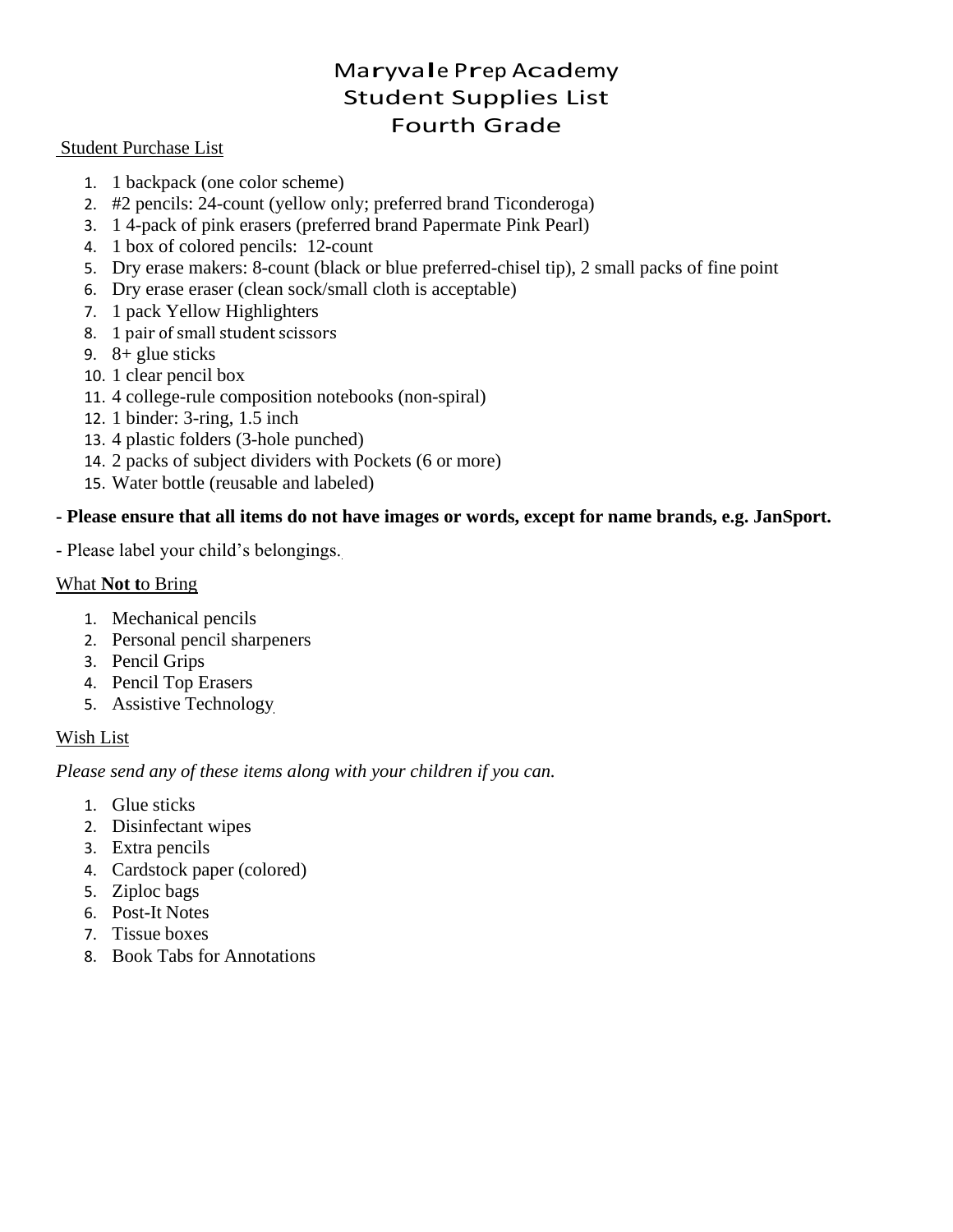# Maryvale Prep Academy
# Student Supplies List
# Fourth Grade

Student Purchase List

1. 1 backpack (one color scheme)
2. #2 pencils: 24-count (yellow only; preferred brand Ticonderoga)
3. 1 4-pack of pink erasers (preferred brand Papermate Pink Pearl)
4. 1 box of colored pencils: 12-count
5. Dry erase makers: 8-count (black or blue preferred-chisel tip), 2 small packs of fine point
6. Dry erase eraser (clean sock/small cloth is acceptable)
7. 1 pack Yellow Highlighters
8. 1 pair of small student scissors
9. 8+ glue sticks
10. 1 clear pencil box
11. 4 college-rule composition notebooks (non-spiral)
12. 1 binder: 3-ring, 1.5 inch
13. 4 plastic folders (3-hole punched)
14. 2 packs of subject dividers with Pockets (6 or more)
15. Water bottle (reusable and labeled)

**- Please ensure that all items do not have images or words, except for name brands, e.g. JanSport.**

- Please label your child's belongings.

What **Not t**o Bring

1. Mechanical pencils
2. Personal pencil sharpeners
3. Pencil Grips
4. Pencil Top Erasers
5. Assistive Technology

Wish List

*Please send any of these items along with your children if you can.*

1. Glue sticks
2. Disinfectant wipes
3. Extra pencils
4. Cardstock paper (colored)
5. Ziploc bags
6. Post-It Notes
7. Tissue boxes
8. Book Tabs for Annotations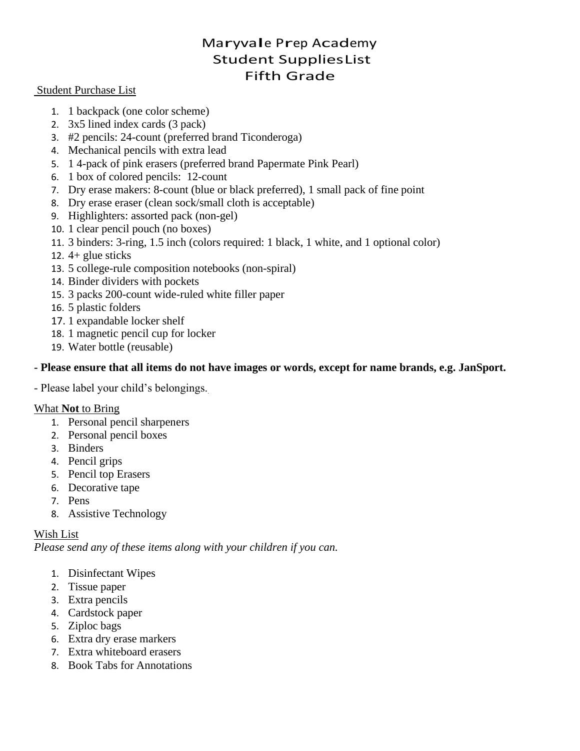# Maryvale Prep Academy
# Student Supplies List
# Fifth Grade

Student Purchase List

1. 1 backpack (one color scheme)
2. 3x5 lined index cards (3 pack)
3. #2 pencils: 24-count (preferred brand Ticonderoga)
4. Mechanical pencils with extra lead
5. 1 4-pack of pink erasers (preferred brand Papermate Pink Pearl)
6. 1 box of colored pencils: 12-count
7. Dry erase makers: 8-count (blue or black preferred), 1 small pack of fine point
8. Dry erase eraser (clean sock/small cloth is acceptable)
9. Highlighters: assorted pack (non-gel)
10. 1 clear pencil pouch (no boxes)
11. 3 binders: 3-ring, 1.5 inch (colors required: 1 black, 1 white, and 1 optional color)
12. 4+ glue sticks
13. 5 college-rule composition notebooks (non-spiral)
14. Binder dividers with pockets
15. 3 packs 200-count wide-ruled white filler paper
16. 5 plastic folders
17. 1 expandable locker shelf
18. 1 magnetic pencil cup for locker
19. Water bottle (reusable)

**- Please ensure that all items do not have images or words, except for name brands, e.g. JanSport.**

- Please label your child's belongings.

What **Not** to Bring

1. Personal pencil sharpeners
2. Personal pencil boxes
3. Binders
4. Pencil grips
5. Pencil top Erasers
6. Decorative tape
7. Pens
8. Assistive Technology

Wish List

*Please send any of these items along with your children if you can.*

1. Disinfectant Wipes
2. Tissue paper
3. Extra pencils
4. Cardstock paper
5. Ziploc bags
6. Extra dry erase markers
7. Extra whiteboard erasers
8. Book Tabs for Annotations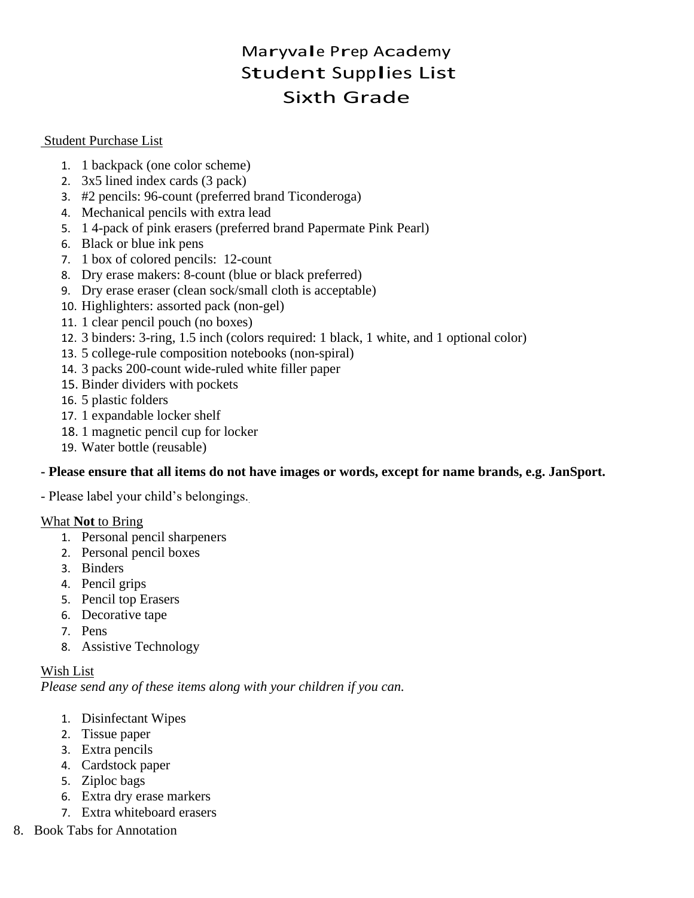# Maryvale Prep Academy
# Student Supplies List
# Sixth Grade

Student Purchase List

1. 1 backpack (one color scheme)
2. 3x5 lined index cards (3 pack)
3. #2 pencils: 96-count (preferred brand Ticonderoga)
4. Mechanical pencils with extra lead
5. 1 4-pack of pink erasers (preferred brand Papermate Pink Pearl)
6. Black or blue ink pens
7. 1 box of colored pencils: 12-count
8. Dry erase makers: 8-count (blue or black preferred)
9. Dry erase eraser (clean sock/small cloth is acceptable)
10. Highlighters: assorted pack (non-gel)
11. 1 clear pencil pouch (no boxes)
12. 3 binders: 3-ring, 1.5 inch (colors required: 1 black, 1 white, and 1 optional color)
13. 5 college-rule composition notebooks (non-spiral)
14. 3 packs 200-count wide-ruled white filler paper
15. Binder dividers with pockets
16. 5 plastic folders
17. 1 expandable locker shelf
18. 1 magnetic pencil cup for locker
19. Water bottle (reusable)

**- Please ensure that all items do not have images or words, except for name brands, e.g. JanSport.**

- Please label your child's belongings.

What **Not** to Bring

1. Personal pencil sharpeners
2. Personal pencil boxes
3. Binders
4. Pencil grips
5. Pencil top Erasers
6. Decorative tape
7. Pens
8. Assistive Technology

Wish List

*Please send any of these items along with your children if you can.*

1. Disinfectant Wipes
2. Tissue paper
3. Extra pencils
4. Cardstock paper
5. Ziploc bags
6. Extra dry erase markers
7. Extra whiteboard erasers
8. Book Tabs for Annotation